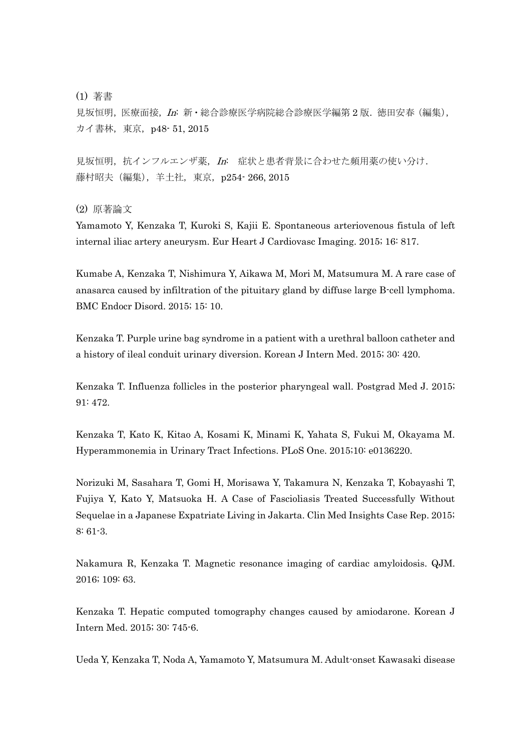(1) 著書

見坂恒明，医療面接，*In*: 新・総合診療医学病院総合診療医学編第 2 版．徳田安春（編集），カイ書林，東京，p48- 51, 2015

見坂恒明，抗インフルエンザ薬，*In*:　症状と患者背景に合わせた頻用薬の使い分け．藤村昭夫（編集），羊土社，東京，p254- 266, 2015

(2) 原著論文

Yamamoto Y, Kenzaka T, Kuroki S, Kajii E. Spontaneous arteriovenous fistula of left internal iliac artery aneurysm. Eur Heart J Cardiovasc Imaging. 2015; 16: 817.

Kumabe A, Kenzaka T, Nishimura Y, Aikawa M, Mori M, Matsumura M. A rare case of anasarca caused by infiltration of the pituitary gland by diffuse large B-cell lymphoma. BMC Endocr Disord. 2015; 15: 10.

Kenzaka T. Purple urine bag syndrome in a patient with a urethral balloon catheter and a history of ileal conduit urinary diversion. Korean J Intern Med. 2015; 30: 420.

Kenzaka T. Influenza follicles in the posterior pharyngeal wall. Postgrad Med J. 2015; 91: 472.

Kenzaka T, Kato K, Kitao A, Kosami K, Minami K, Yahata S, Fukui M, Okayama M. Hyperammonemia in Urinary Tract Infections. PLoS One. 2015;10: e0136220.

Norizuki M, Sasahara T, Gomi H, Morisawa Y, Takamura N, Kenzaka T, Kobayashi T, Fujiya Y, Kato Y, Matsuoka H. A Case of Fascioliasis Treated Successfully Without Sequelae in a Japanese Expatriate Living in Jakarta. Clin Med Insights Case Rep. 2015; 8: 61-3.

Nakamura R, Kenzaka T. Magnetic resonance imaging of cardiac amyloidosis. QJM. 2016; 109: 63.

Kenzaka T. Hepatic computed tomography changes caused by amiodarone. Korean J Intern Med. 2015; 30: 745-6.

Ueda Y, Kenzaka T, Noda A, Yamamoto Y, Matsumura M. Adult-onset Kawasaki disease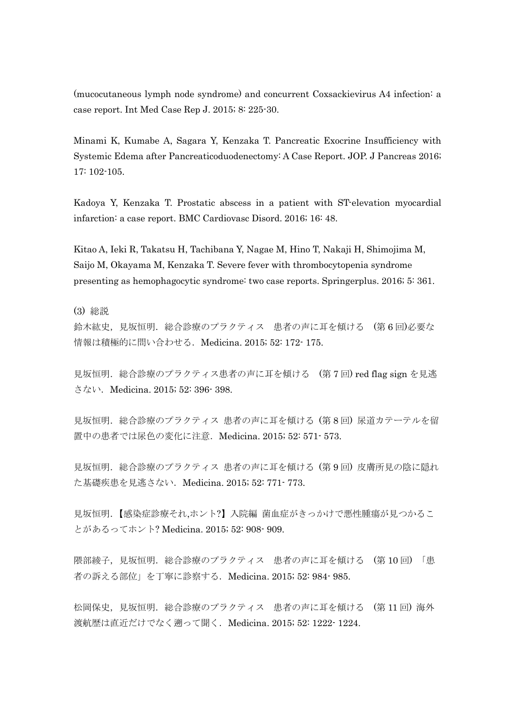(mucocutaneous lymph node syndrome) and concurrent Coxsackievirus A4 infection: a case report. Int Med Case Rep J. 2015; 8: 225-30.

Minami K, Kumabe A, Sagara Y, Kenzaka T. Pancreatic Exocrine Insufficiency with Systemic Edema after Pancreaticoduodenectomy: A Case Report. JOP. J Pancreas 2016; 17: 102-105.

Kadoya Y, Kenzaka T. Prostatic abscess in a patient with ST-elevation myocardial infarction: a case report. BMC Cardiovasc Disord. 2016; 16: 48.

Kitao A, Ieki R, Takatsu H, Tachibana Y, Nagae M, Hino T, Nakaji H, Shimojima M, Saijo M, Okayama M, Kenzaka T. Severe fever with thrombocytopenia syndrome presenting as hemophagocytic syndrome: two case reports. Springerplus. 2016; 5: 361.

(3) 総説

鈴木紘史，見坂恒明．総合診療のプラクティス　患者の声に耳を傾ける　(第 6 回)必要な情報は積極的に問い合わせる．Medicina. 2015; 52: 172- 175.

見坂恒明．総合診療のプラクティス患者の声に耳を傾ける　(第 7 回) red flag sign を見逃さない．Medicina. 2015; 52: 396- 398.

見坂恒明．総合診療のプラクティス 患者の声に耳を傾ける (第 8 回) 尿道カテーテルを留置中の患者では尿色の変化に注意．Medicina. 2015; 52: 571- 573.

見坂恒明．総合診療のプラクティス 患者の声に耳を傾ける (第 9 回) 皮膚所見の陰に隠れた基礎疾患を見逃さない．Medicina. 2015; 52: 771- 773.

見坂恒明．【感染症診療それ,ホント?】入院編 菌血症がきっかけで悪性腫瘍が見つかることがあるってホント? Medicina. 2015; 52: 908- 909.

隈部綾子，見坂恒明．総合診療のプラクティス　患者の声に耳を傾ける　(第 10 回)「患者の訴える部位」を丁寧に診察する．Medicina. 2015; 52: 984- 985.

松岡保史，見坂恒明．総合診療のプラクティス　患者の声に耳を傾ける　(第 11 回) 海外渡航歴は直近だけでなく遡って聞く．Medicina. 2015; 52: 1222- 1224.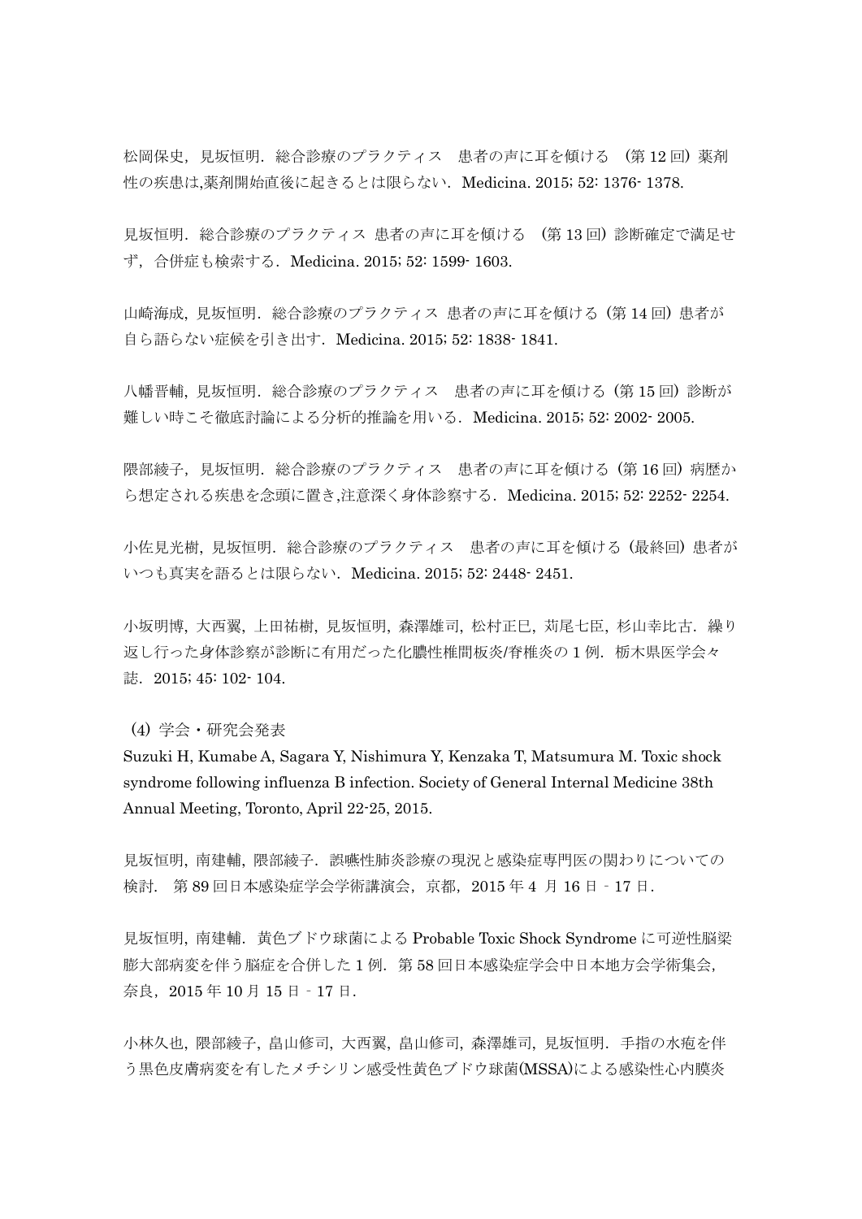松岡保史, 見坂恒明. 総合診療のプラクティス　患者の声に耳を傾ける　(第 12 回) 薬剤性の疾患は,薬剤開始直後に起きるとは限らない. Medicina. 2015; 52: 1376- 1378.

見坂恒明. 総合診療のプラクティス 患者の声に耳を傾ける　(第 13 回) 診断確定で満足せず, 合併症も検索する. Medicina. 2015; 52: 1599- 1603.

山崎海成, 見坂恒明. 総合診療のプラクティス 患者の声に耳を傾ける (第 14 回) 患者が自ら語らない症候を引き出す. Medicina. 2015; 52: 1838- 1841.

八幡晋輔, 見坂恒明. 総合診療のプラクティス　患者の声に耳を傾ける (第 15 回) 診断が難しい時こそ徹底討論による分析的推論を用いる. Medicina. 2015; 52: 2002- 2005.

隈部綾子, 見坂恒明. 総合診療のプラクティス　患者の声に耳を傾ける (第 16 回) 病歴から想定される疾患を念頭に置き,注意深く身体診察する. Medicina. 2015; 52: 2252- 2254.

小佐見光樹, 見坂恒明. 総合診療のプラクティス　患者の声に耳を傾ける (最終回) 患者がいつも真実を語るとは限らない. Medicina. 2015; 52: 2448- 2451.

小坂明博, 大西翼, 上田祐樹, 見坂恒明, 森澤雄司, 松村正巳, 苅尾七臣, 杉山幸比古. 繰り返し行った身体診察が診断に有用だった化膿性椎間板炎/脊椎炎の 1 例. 栃木県医学会々誌. 2015; 45: 102- 104.

(4) 学会・研究会発表

Suzuki H, Kumabe A, Sagara Y, Nishimura Y, Kenzaka T, Matsumura M. Toxic shock syndrome following influenza B infection. Society of General Internal Medicine 38th Annual Meeting, Toronto, April 22-25, 2015.

見坂恒明, 南建輔, 隈部綾子. 誤嚥性肺炎診療の現況と感染症専門医の関わりについての検討. 第 89 回日本感染症学会学術講演会, 京都, 2015 年 4 月 16 日 - 17 日.

見坂恒明, 南建輔. 黄色ブドウ球菌による Probable Toxic Shock Syndrome に可逆性脳梁膨大部病変を伴う脳症を合併した 1 例. 第 58 回日本感染症学会中日本地方会学術集会, 奈良, 2015 年 10 月 15 日 - 17 日.

小林久也, 隈部綾子, 畠山修司, 大西翼, 畠山修司, 森澤雄司, 見坂恒明. 手指の水疱を伴う黒色皮膚病変を有したメチシリン感受性黄色ブドウ球菌(MSSA)による感染性心内膜炎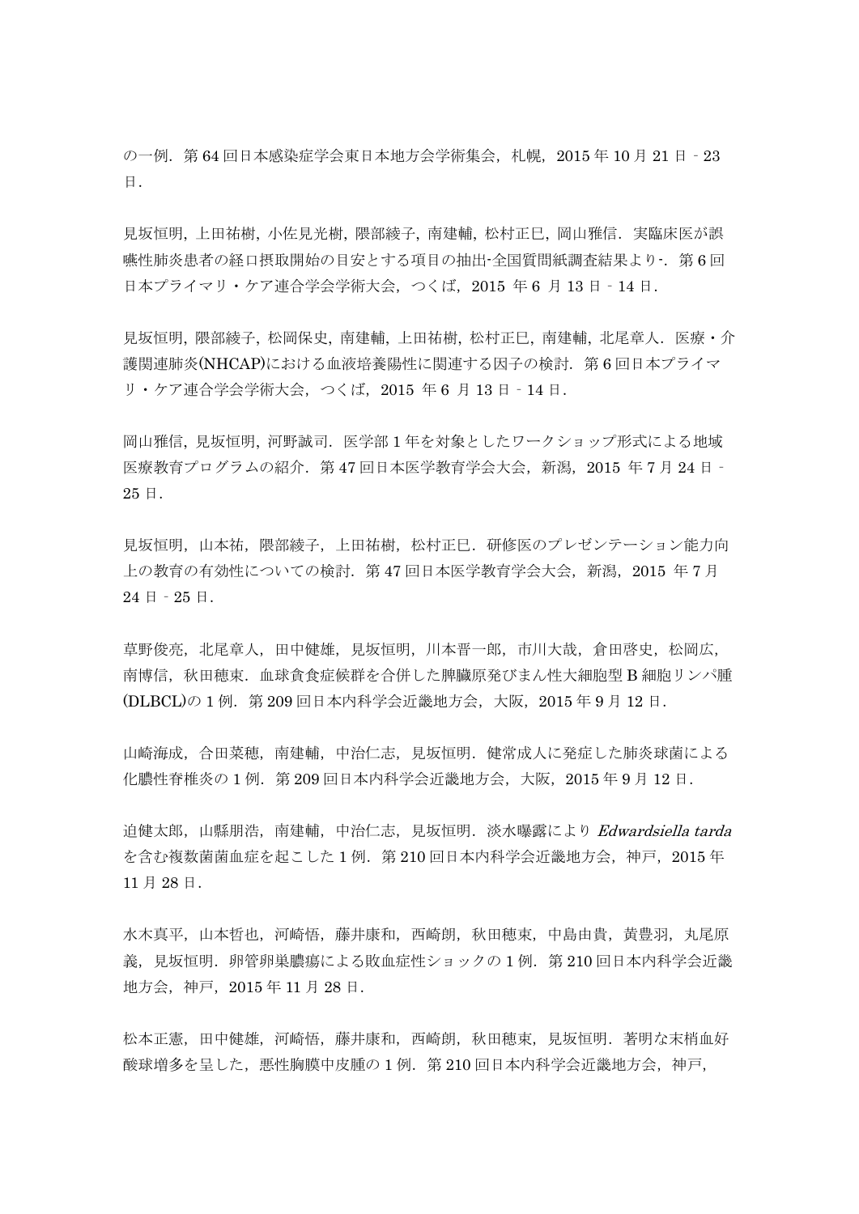の一例．第 64 回日本感染症学会東日本地方会学術集会，札幌，2015 年 10 月 21 日‐23 日．

見坂恒明, 上田祐樹, 小佐見光樹, 隈部綾子, 南建輔, 松村正巳, 岡山雅信．実臨床医が誤嚥性肺炎患者の経口摂取開始の目安とする項目の抽出‐全国質問紙調査結果より‐．第 6 回日本プライマリ・ケア連合学会学術大会，つくば，2015 年 6 月 13 日‐14 日．

見坂恒明, 隈部綾子, 松岡保史, 南建輔, 上田祐樹, 松村正巳, 南建輔, 北尾章人．医療・介護関連肺炎(NHCAP)における血液培養陽性に関連する因子の検討．第 6 回日本プライマリ・ケア連合学会学術大会，つくば，2015 年 6 月 13 日‐14 日．

岡山雅信, 見坂恒明, 河野誠司．医学部 1 年を対象としたワークショップ形式による地域医療教育プログラムの紹介．第 47 回日本医学教育学会大会，新潟，2015 年 7 月 24 日‐25 日．

見坂恒明，山本祐，隈部綾子，上田祐樹，松村正巳．研修医のプレゼンテーション能力向上の教育の有効性についての検討．第 47 回日本医学教育学会大会，新潟，2015 年 7 月 24 日‐25 日．

草野俊亮，北尾章人，田中健雄，見坂恒明，川本晋一郎，市川大哉，倉田啓史，松岡広，南博信，秋田穂束．血球貪食症候群を合併した脾臓原発びまん性大細胞型 B 細胞リンパ腫(DLBCL)の 1 例．第 209 回日本内科学会近畿地方会，大阪，2015 年 9 月 12 日．

山崎海成，合田菜穂，南建輔，中治仁志，見坂恒明．健常成人に発症した肺炎球菌による化膿性脊椎炎の 1 例．第 209 回日本内科学会近畿地方会，大阪，2015 年 9 月 12 日．

迫健太郎，山縣朋浩，南建輔，中治仁志，見坂恒明．淡水曝露により *Edwardsiella tarda* を含む複数菌菌血症を起こした 1 例．第 210 回日本内科学会近畿地方会，神戸，2015 年 11 月 28 日．

水木真平，山本哲也，河崎悟，藤井康和，西崎朗，秋田穂束，中島由貴，黄豊羽，丸尾原義，見坂恒明．卵管卵巣膿瘍による敗血症性ショックの 1 例．第 210 回日本内科学会近畿地方会，神戸，2015 年 11 月 28 日．

松本正憲，田中健雄，河崎悟，藤井康和，西崎朗，秋田穂束，見坂恒明．著明な末梢血好酸球増多を呈した，悪性胸膜中皮腫の 1 例．第 210 回日本内科学会近畿地方会，神戸，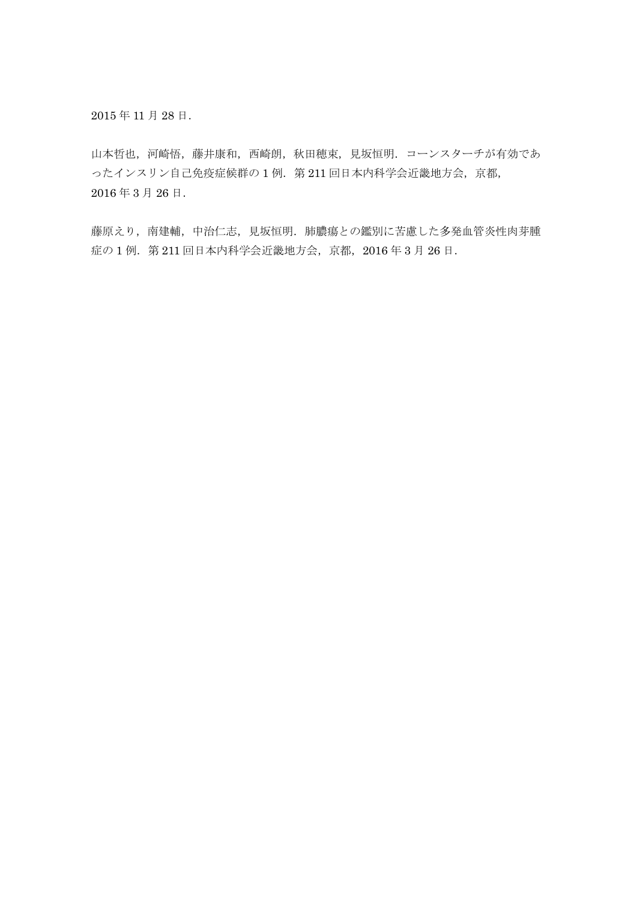2015 年 11 月 28 日.

山本哲也，河崎悟，藤井康和，西崎朗，秋田穂束，見坂恒明．コーンスターチが有効であったインスリン自己免疫症候群の 1 例．第 211 回日本内科学会近畿地方会，京都，2016 年 3 月 26 日.

藤原えり，南建輔，中治仁志，見坂恒明．肺膿瘍との鑑別に苦慮した多発血管炎性肉芽腫症の 1 例．第 211 回日本内科学会近畿地方会，京都，2016 年 3 月 26 日.